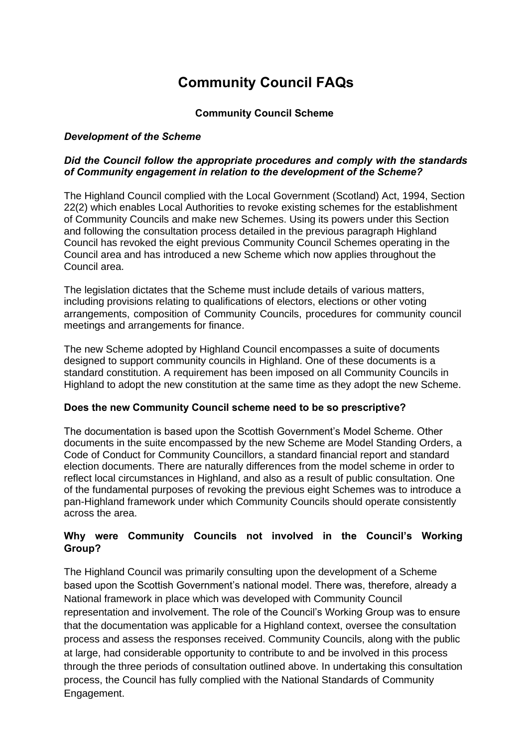# Community Council FAQs

## Community Council Scheme

### *Development of the Scheme*

***Did the Council follow the appropriate procedures and comply with the standards of Community engagement in relation to the development of the Scheme?***

The Highland Council complied with the Local Government (Scotland) Act, 1994, Section 22(2) which enables Local Authorities to revoke existing schemes for the establishment of Community Councils and make new Schemes. Using its powers under this Section and following the consultation process detailed in the previous paragraph Highland Council has revoked the eight previous Community Council Schemes operating in the Council area and has introduced a new Scheme which now applies throughout the Council area.

The legislation dictates that the Scheme must include details of various matters, including provisions relating to qualifications of electors, elections or other voting arrangements, composition of Community Councils, procedures for community council meetings and arrangements for finance.

The new Scheme adopted by Highland Council encompasses a suite of documents designed to support community councils in Highland. One of these documents is a standard constitution. A requirement has been imposed on all Community Councils in Highland to adopt the new constitution at the same time as they adopt the new Scheme.

**Does the new Community Council scheme need to be so prescriptive?**

The documentation is based upon the Scottish Government's Model Scheme. Other documents in the suite encompassed by the new Scheme are Model Standing Orders, a Code of Conduct for Community Councillors, a standard financial report and standard election documents. There are naturally differences from the model scheme in order to reflect local circumstances in Highland, and also as a result of public consultation. One of the fundamental purposes of revoking the previous eight Schemes was to introduce a pan-Highland framework under which Community Councils should operate consistently across the area.

**Why were Community Councils not involved in the Council's Working Group?**

The Highland Council was primarily consulting upon the development of a Scheme based upon the Scottish Government's national model. There was, therefore, already a National framework in place which was developed with Community Council representation and involvement. The role of the Council's Working Group was to ensure that the documentation was applicable for a Highland context, oversee the consultation process and assess the responses received. Community Councils, along with the public at large, had considerable opportunity to contribute to and be involved in this process through the three periods of consultation outlined above. In undertaking this consultation process, the Council has fully complied with the National Standards of Community Engagement.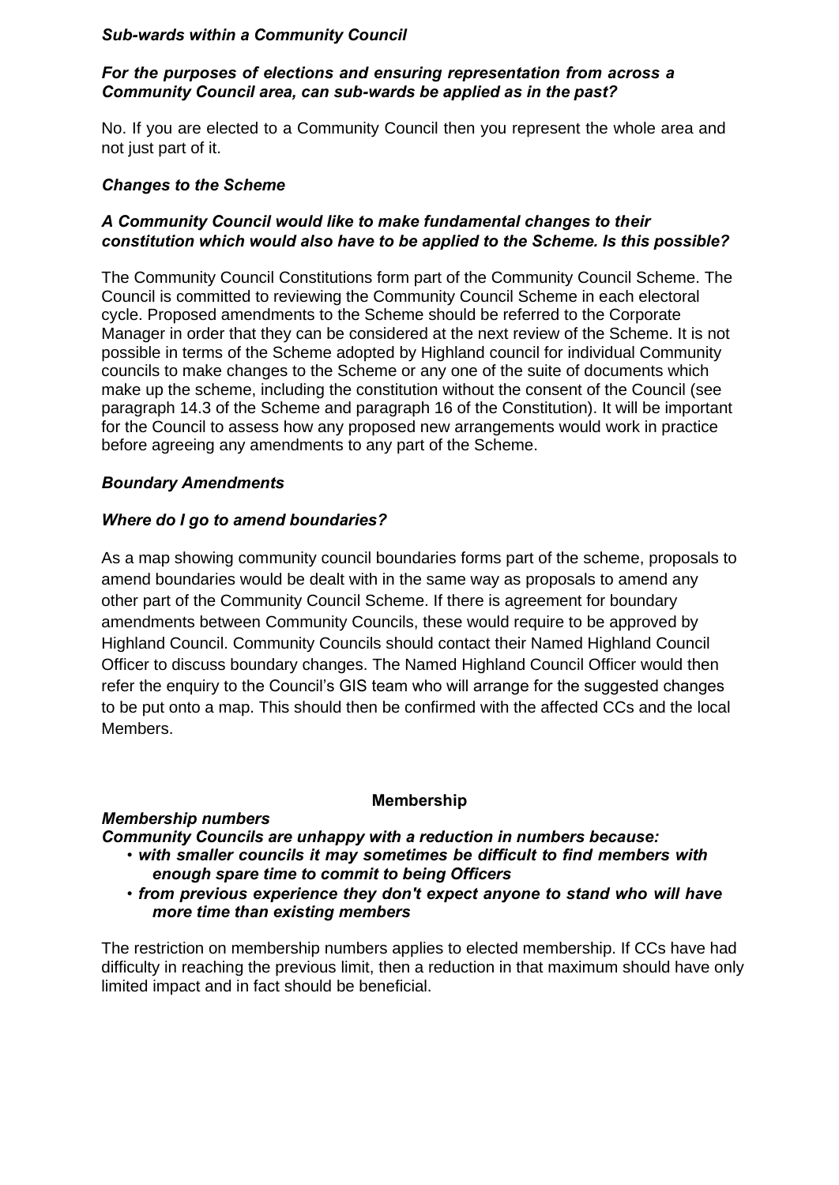***Sub-wards within a Community Council***

***For the purposes of elections and ensuring representation from across a Community Council area, can sub-wards be applied as in the past?***

No. If you are elected to a Community Council then you represent the whole area and not just part of it.

***Changes to the Scheme***

***A Community Council would like to make fundamental changes to their constitution which would also have to be applied to the Scheme. Is this possible?***

The Community Council Constitutions form part of the Community Council Scheme. The Council is committed to reviewing the Community Council Scheme in each electoral cycle. Proposed amendments to the Scheme should be referred to the Corporate Manager in order that they can be considered at the next review of the Scheme. It is not possible in terms of the Scheme adopted by Highland council for individual Community councils to make changes to the Scheme or any one of the suite of documents which make up the scheme, including the constitution without the consent of the Council (see paragraph 14.3 of the Scheme and paragraph 16 of the Constitution). It will be important for the Council to assess how any proposed new arrangements would work in practice before agreeing any amendments to any part of the Scheme.

***Boundary Amendments***

***Where do I go to amend boundaries?***

As a map showing community council boundaries forms part of the scheme, proposals to amend boundaries would be dealt with in the same way as proposals to amend any other part of the Community Council Scheme. If there is agreement for boundary amendments between Community Councils, these would require to be approved by Highland Council. Community Councils should contact their Named Highland Council Officer to discuss boundary changes. The Named Highland Council Officer would then refer the enquiry to the Council's GIS team who will arrange for the suggested changes to be put onto a map. This should then be confirmed with the affected CCs and the local Members.

## Membership

***Membership numbers***

***Community Councils are unhappy with a reduction in numbers because:***

- ***with smaller councils it may sometimes be difficult to find members with enough spare time to commit to being Officers***
- ***from previous experience they don't expect anyone to stand who will have more time than existing members***

The restriction on membership numbers applies to elected membership. If CCs have had difficulty in reaching the previous limit, then a reduction in that maximum should have only limited impact and in fact should be beneficial.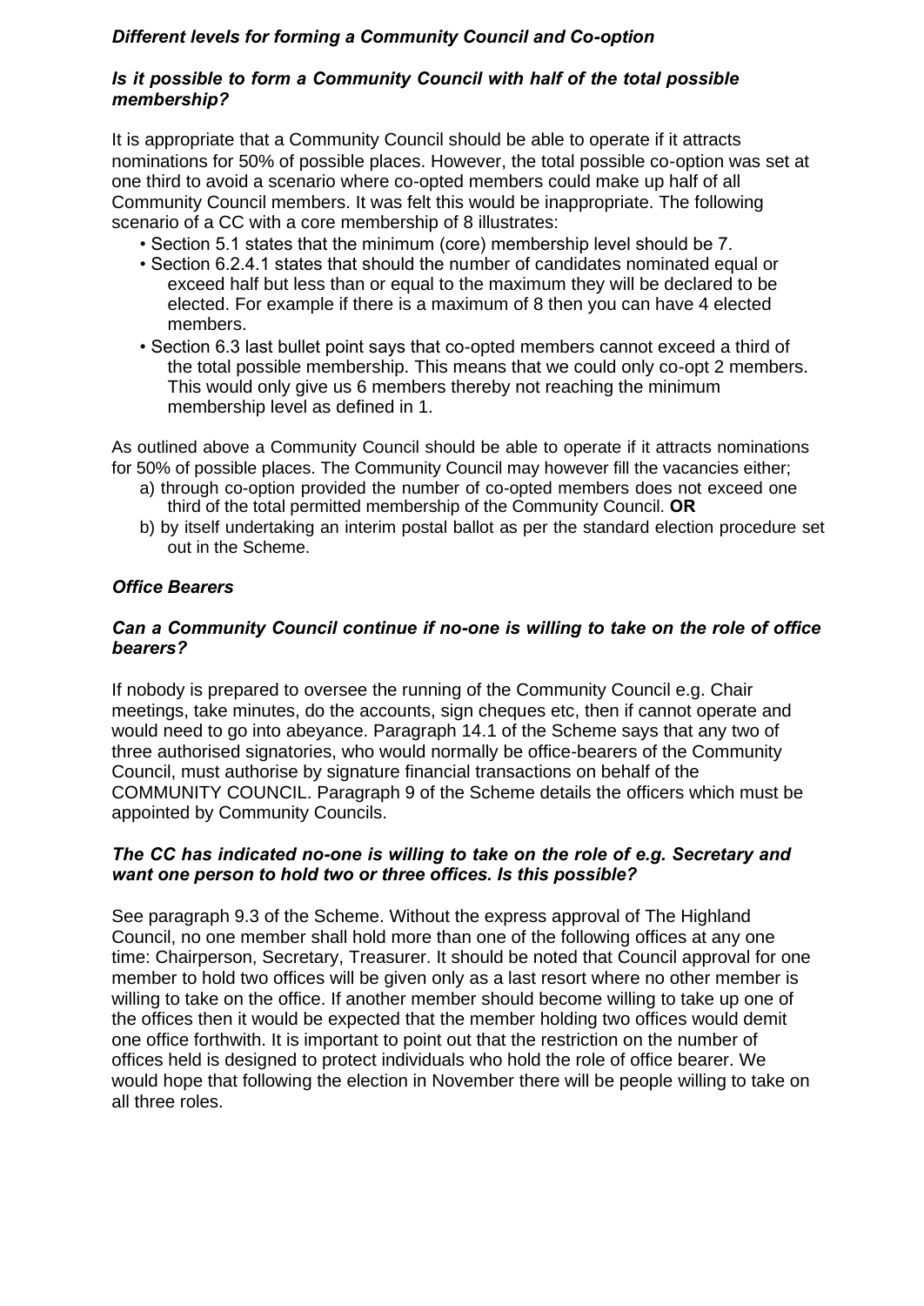### *Different levels for forming a Community Council and Co-option*

#### *Is it possible to form a Community Council with half of the total possible membership?*

It is appropriate that a Community Council should be able to operate if it attracts nominations for 50% of possible places. However, the total possible co-option was set at one third to avoid a scenario where co-opted members could make up half of all Community Council members. It was felt this would be inappropriate. The following scenario of a CC with a core membership of 8 illustrates:

- Section 5.1 states that the minimum (core) membership level should be 7.
- Section 6.2.4.1 states that should the number of candidates nominated equal or exceed half but less than or equal to the maximum they will be declared to be elected. For example if there is a maximum of 8 then you can have 4 elected members.
- Section 6.3 last bullet point says that co-opted members cannot exceed a third of the total possible membership. This means that we could only co-opt 2 members. This would only give us 6 members thereby not reaching the minimum membership level as defined in 1.

As outlined above a Community Council should be able to operate if it attracts nominations for 50% of possible places. The Community Council may however fill the vacancies either;

a) through co-option provided the number of co-opted members does not exceed one third of the total permitted membership of the Community Council. **OR**

b) by itself undertaking an interim postal ballot as per the standard election procedure set out in the Scheme.

### *Office Bearers*

#### *Can a Community Council continue if no-one is willing to take on the role of office bearers?*

If nobody is prepared to oversee the running of the Community Council e.g. Chair meetings, take minutes, do the accounts, sign cheques etc, then if cannot operate and would need to go into abeyance. Paragraph 14.1 of the Scheme says that any two of three authorised signatories, who would normally be office-bearers of the Community Council, must authorise by signature financial transactions on behalf of the COMMUNITY COUNCIL. Paragraph 9 of the Scheme details the officers which must be appointed by Community Councils.

#### *The CC has indicated no-one is willing to take on the role of e.g. Secretary and want one person to hold two or three offices. Is this possible?*

See paragraph 9.3 of the Scheme. Without the express approval of The Highland Council, no one member shall hold more than one of the following offices at any one time: Chairperson, Secretary, Treasurer. It should be noted that Council approval for one member to hold two offices will be given only as a last resort where no other member is willing to take on the office. If another member should become willing to take up one of the offices then it would be expected that the member holding two offices would demit one office forthwith. It is important to point out that the restriction on the number of offices held is designed to protect individuals who hold the role of office bearer. We would hope that following the election in November there will be people willing to take on all three roles.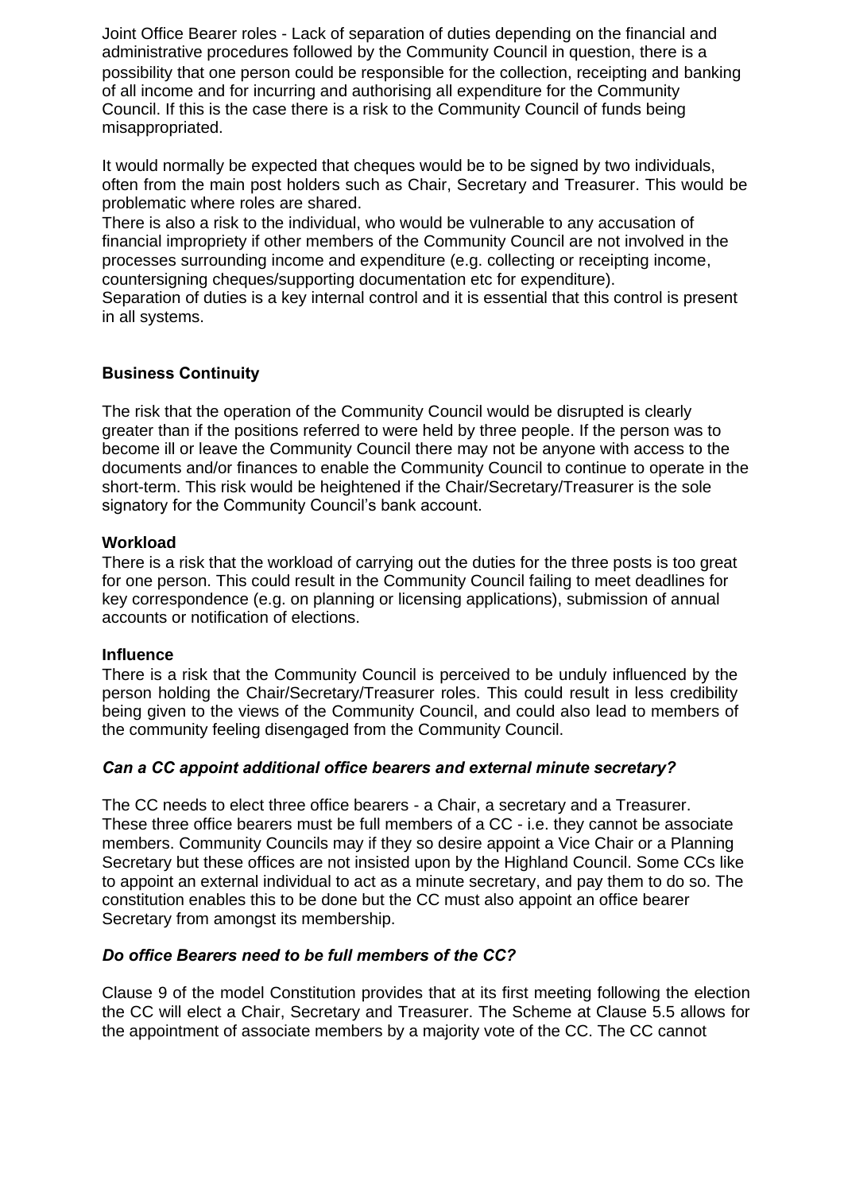Joint Office Bearer roles - Lack of separation of duties depending on the financial and administrative procedures followed by the Community Council in question, there is a possibility that one person could be responsible for the collection, receipting and banking of all income and for incurring and authorising all expenditure for the Community Council. If this is the case there is a risk to the Community Council of funds being misappropriated.

It would normally be expected that cheques would be to be signed by two individuals, often from the main post holders such as Chair, Secretary and Treasurer. This would be problematic where roles are shared.

There is also a risk to the individual, who would be vulnerable to any accusation of financial impropriety if other members of the Community Council are not involved in the processes surrounding income and expenditure (e.g. collecting or receipting income, countersigning cheques/supporting documentation etc for expenditure).

Separation of duties is a key internal control and it is essential that this control is present in all systems.

**Business Continuity**

The risk that the operation of the Community Council would be disrupted is clearly greater than if the positions referred to were held by three people. If the person was to become ill or leave the Community Council there may not be anyone with access to the documents and/or finances to enable the Community Council to continue to operate in the short-term. This risk would be heightened if the Chair/Secretary/Treasurer is the sole signatory for the Community Council's bank account.

**Workload**

There is a risk that the workload of carrying out the duties for the three posts is too great for one person. This could result in the Community Council failing to meet deadlines for key correspondence (e.g. on planning or licensing applications), submission of annual accounts or notification of elections.

**Influence**

There is a risk that the Community Council is perceived to be unduly influenced by the person holding the Chair/Secretary/Treasurer roles. This could result in less credibility being given to the views of the Community Council, and could also lead to members of the community feeling disengaged from the Community Council.

***Can a CC appoint additional office bearers and external minute secretary?***

The CC needs to elect three office bearers - a Chair, a secretary and a Treasurer. These three office bearers must be full members of a CC - i.e. they cannot be associate members. Community Councils may if they so desire appoint a Vice Chair or a Planning Secretary but these offices are not insisted upon by the Highland Council. Some CCs like to appoint an external individual to act as a minute secretary, and pay them to do so. The constitution enables this to be done but the CC must also appoint an office bearer Secretary from amongst its membership.

***Do office Bearers need to be full members of the CC?***

Clause 9 of the model Constitution provides that at its first meeting following the election the CC will elect a Chair, Secretary and Treasurer. The Scheme at Clause 5.5 allows for the appointment of associate members by a majority vote of the CC. The CC cannot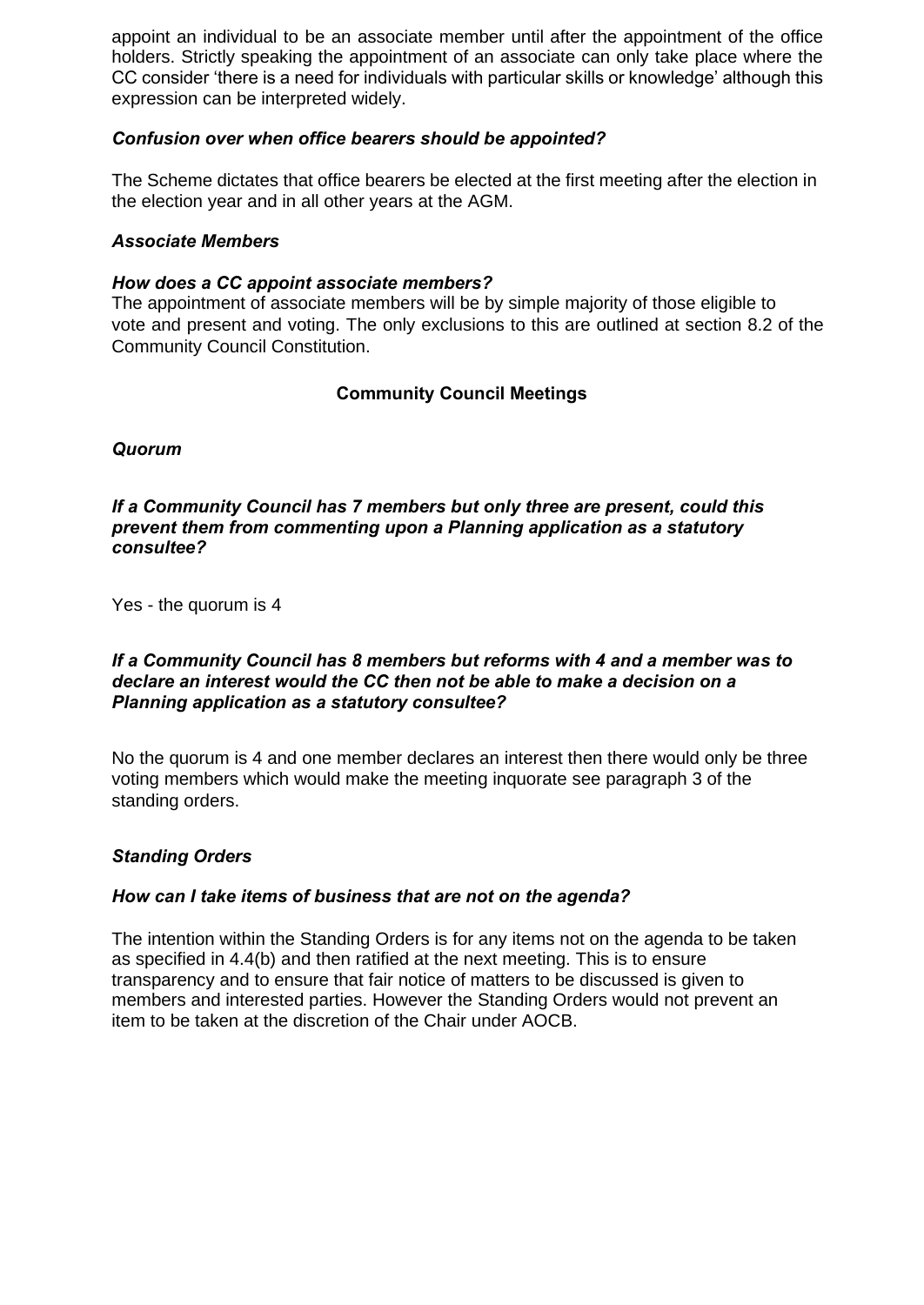appoint an individual to be an associate member until after the appointment of the office holders. Strictly speaking the appointment of an associate can only take place where the CC consider 'there is a need for individuals with particular skills or knowledge' although this expression can be interpreted widely.

***Confusion over when office bearers should be appointed?***

The Scheme dictates that office bearers be elected at the first meeting after the election in the election year and in all other years at the AGM.

***Associate Members***

***How does a CC appoint associate members?***

The appointment of associate members will be by simple majority of those eligible to vote and present and voting. The only exclusions to this are outlined at section 8.2 of the Community Council Constitution.

## Community Council Meetings

***Quorum***

***If a Community Council has 7 members but only three are present, could this prevent them from commenting upon a Planning application as a statutory consultee?***

Yes - the quorum is 4

***If a Community Council has 8 members but reforms with 4 and a member was to declare an interest would the CC then not be able to make a decision on a Planning application as a statutory consultee?***

No the quorum is 4 and one member declares an interest then there would only be three voting members which would make the meeting inquorate see paragraph 3 of the standing orders.

***Standing Orders***

***How can I take items of business that are not on the agenda?***

The intention within the Standing Orders is for any items not on the agenda to be taken as specified in 4.4(b) and then ratified at the next meeting. This is to ensure transparency and to ensure that fair notice of matters to be discussed is given to members and interested parties. However the Standing Orders would not prevent an item to be taken at the discretion of the Chair under AOCB.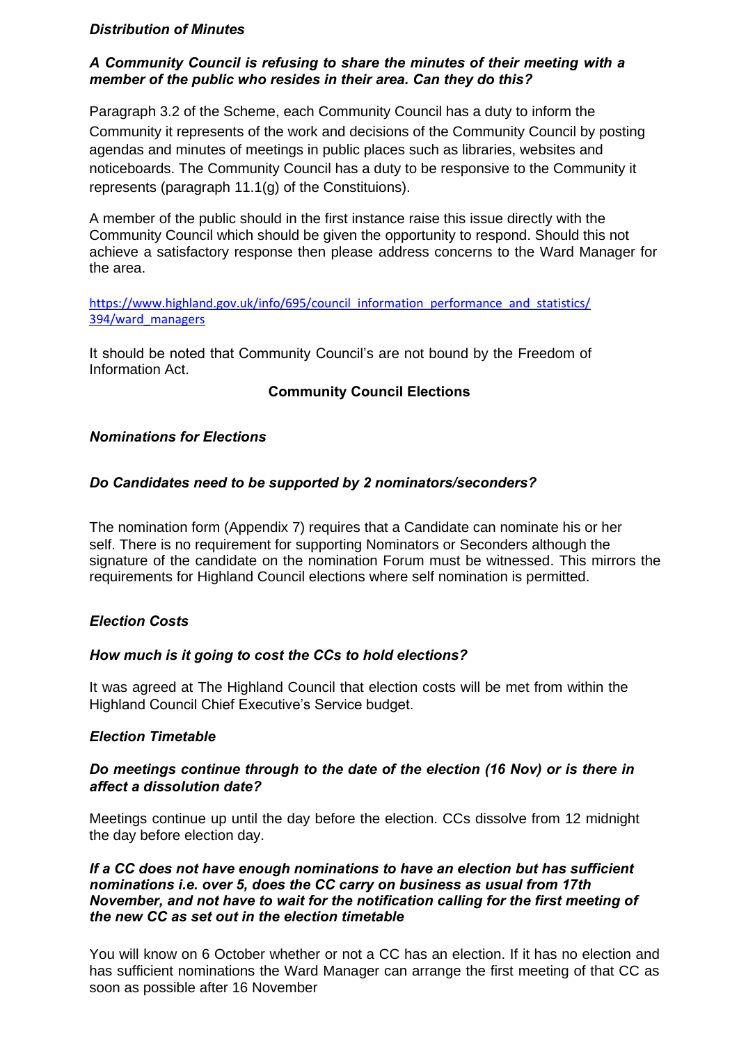***Distribution of Minutes***

***A Community Council is refusing to share the minutes of their meeting with a member of the public who resides in their area. Can they do this?***

Paragraph 3.2 of the Scheme, each Community Council has a duty to inform the Community it represents of the work and decisions of the Community Council by posting agendas and minutes of meetings in public places such as libraries, websites and noticeboards. The Community Council has a duty to be responsive to the Community it represents (paragraph 11.1(g) of the Constituions).

A member of the public should in the first instance raise this issue directly with the Community Council which should be given the opportunity to respond. Should this not achieve a satisfactory response then please address concerns to the Ward Manager for the area.

https://www.highland.gov.uk/info/695/council_information_performance_and_statistics/394/ward_managers

It should be noted that Community Council's are not bound by the Freedom of Information Act.

## Community Council Elections

***Nominations for Elections***

***Do Candidates need to be supported by 2 nominators/seconders?***

The nomination form (Appendix 7) requires that a Candidate can nominate his or her self. There is no requirement for supporting Nominators or Seconders although the signature of the candidate on the nomination Forum must be witnessed. This mirrors the requirements for Highland Council elections where self nomination is permitted.

***Election Costs***

***How much is it going to cost the CCs to hold elections?***

It was agreed at The Highland Council that election costs will be met from within the Highland Council Chief Executive's Service budget.

***Election Timetable***

***Do meetings continue through to the date of the election (16 Nov) or is there in affect a dissolution date?***

Meetings continue up until the day before the election. CCs dissolve from 12 midnight the day before election day.

***If a CC does not have enough nominations to have an election but has sufficient nominations i.e. over 5, does the CC carry on business as usual from 17th November, and not have to wait for the notification calling for the first meeting of the new CC as set out in the election timetable***

You will know on 6 October whether or not a CC has an election. If it has no election and has sufficient nominations the Ward Manager can arrange the first meeting of that CC as soon as possible after 16 November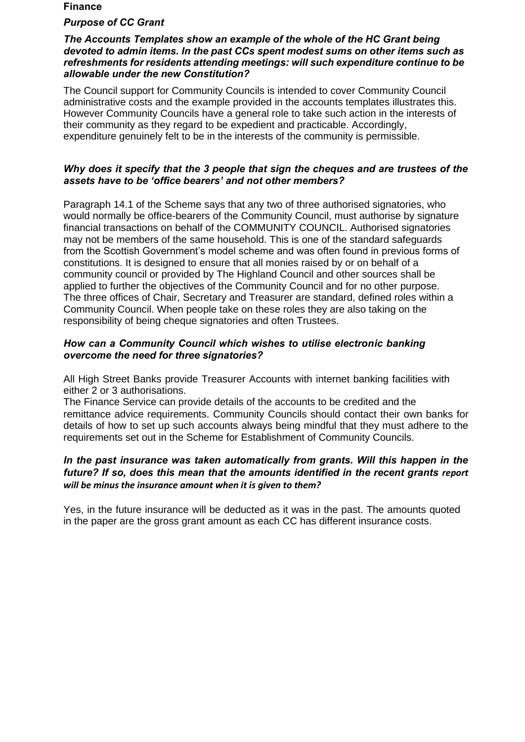**Finance**

***Purpose of CC Grant***

***The Accounts Templates show an example of the whole of the HC Grant being devoted to admin items. In the past CCs spent modest sums on other items such as refreshments for residents attending meetings: will such expenditure continue to be allowable under the new Constitution?***

The Council support for Community Councils is intended to cover Community Council administrative costs and the example provided in the accounts templates illustrates this. However Community Councils have a general role to take such action in the interests of their community as they regard to be expedient and practicable. Accordingly, expenditure genuinely felt to be in the interests of the community is permissible.

***Why does it specify that the 3 people that sign the cheques and are trustees of the assets have to be 'office bearers' and not other members?***

Paragraph 14.1 of the Scheme says that any two of three authorised signatories, who would normally be office-bearers of the Community Council, must authorise by signature financial transactions on behalf of the COMMUNITY COUNCIL. Authorised signatories may not be members of the same household. This is one of the standard safeguards from the Scottish Government's model scheme and was often found in previous forms of constitutions. It is designed to ensure that all monies raised by or on behalf of a community council or provided by The Highland Council and other sources shall be applied to further the objectives of the Community Council and for no other purpose. The three offices of Chair, Secretary and Treasurer are standard, defined roles within a Community Council. When people take on these roles they are also taking on the responsibility of being cheque signatories and often Trustees.

***How can a Community Council which wishes to utilise electronic banking overcome the need for three signatories?***

All High Street Banks provide Treasurer Accounts with internet banking facilities with either 2 or 3 authorisations.
The Finance Service can provide details of the accounts to be credited and the remittance advice requirements. Community Councils should contact their own banks for details of how to set up such accounts always being mindful that they must adhere to the requirements set out in the Scheme for Establishment of Community Councils.

***In the past insurance was taken automatically from grants. Will this happen in the future? If so, does this mean that the amounts identified in the recent grants report will be minus the insurance amount when it is given to them?***

Yes, in the future insurance will be deducted as it was in the past. The amounts quoted in the paper are the gross grant amount as each CC has different insurance costs.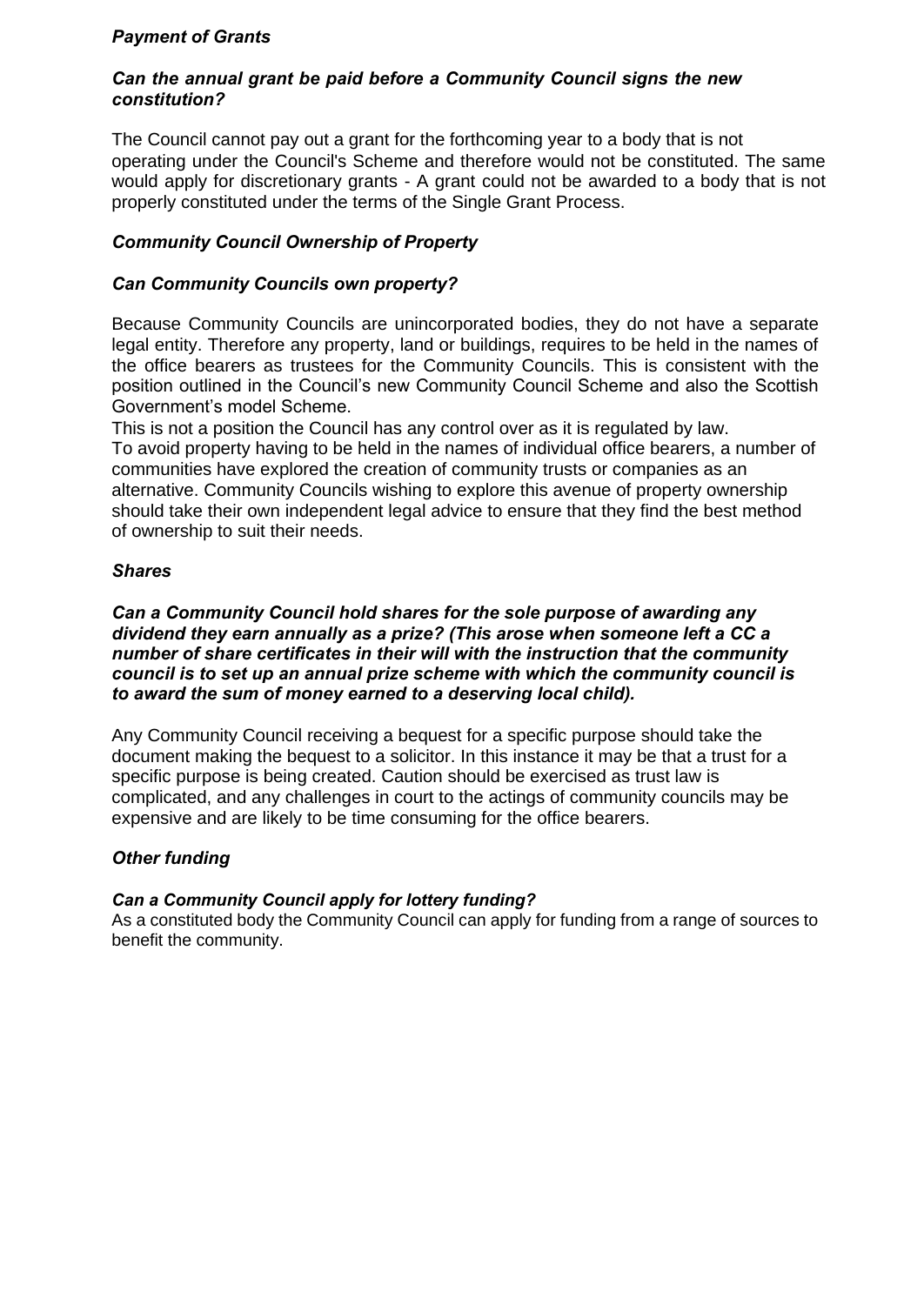### *Payment of Grants*

***Can the annual grant be paid before a Community Council signs the new constitution?***

The Council cannot pay out a grant for the forthcoming year to a body that is not operating under the Council's Scheme and therefore would not be constituted. The same would apply for discretionary grants - A grant could not be awarded to a body that is not properly constituted under the terms of the Single Grant Process.

### *Community Council Ownership of Property*

***Can Community Councils own property?***

Because Community Councils are unincorporated bodies, they do not have a separate legal entity. Therefore any property, land or buildings, requires to be held in the names of the office bearers as trustees for the Community Councils. This is consistent with the position outlined in the Council's new Community Council Scheme and also the Scottish Government's model Scheme.

This is not a position the Council has any control over as it is regulated by law.

To avoid property having to be held in the names of individual office bearers, a number of communities have explored the creation of community trusts or companies as an alternative. Community Councils wishing to explore this avenue of property ownership should take their own independent legal advice to ensure that they find the best method of ownership to suit their needs.

### *Shares*

***Can a Community Council hold shares for the sole purpose of awarding any dividend they earn annually as a prize? (This arose when someone left a CC a number of share certificates in their will with the instruction that the community council is to set up an annual prize scheme with which the community council is to award the sum of money earned to a deserving local child).***

Any Community Council receiving a bequest for a specific purpose should take the document making the bequest to a solicitor. In this instance it may be that a trust for a specific purpose is being created. Caution should be exercised as trust law is complicated, and any challenges in court to the actings of community councils may be expensive and are likely to be time consuming for the office bearers.

### *Other funding*

***Can a Community Council apply for lottery funding?***

As a constituted body the Community Council can apply for funding from a range of sources to benefit the community.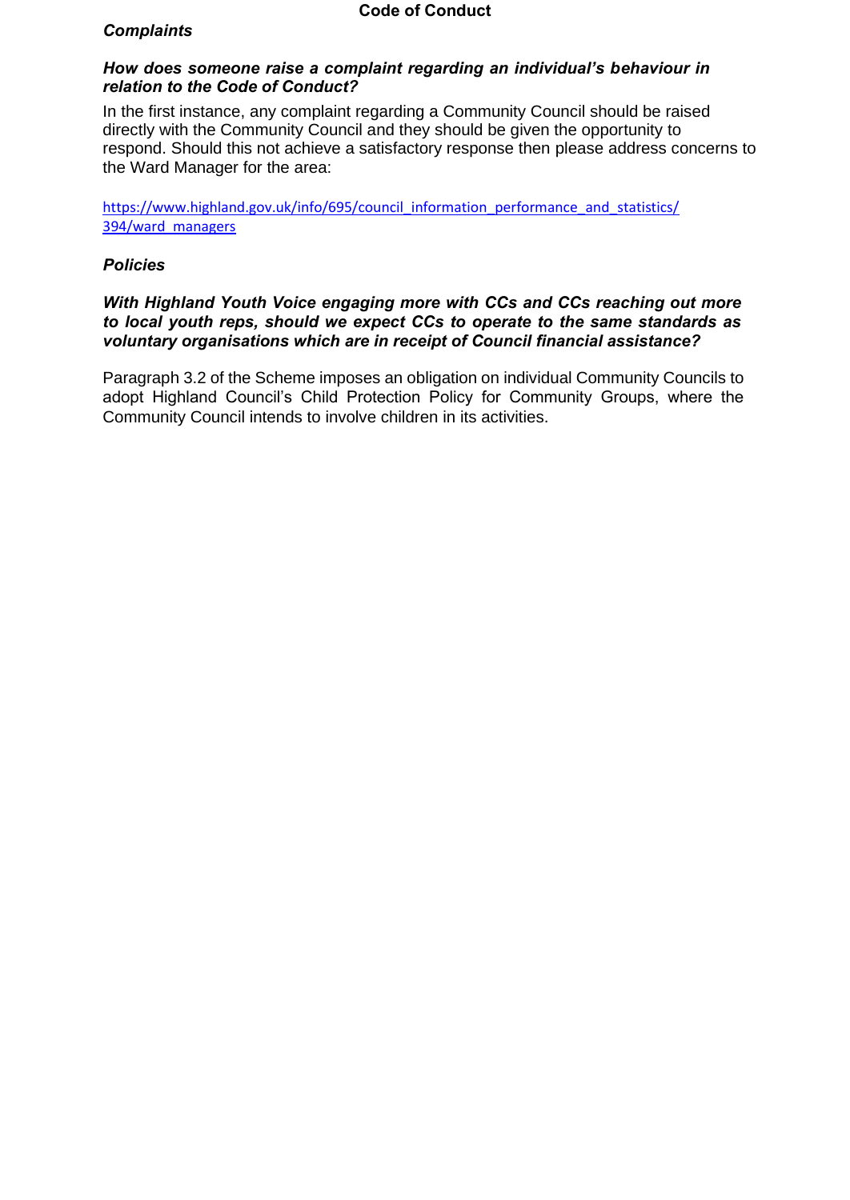# Code of Conduct

## *Complaints*

***How does someone raise a complaint regarding an individual's behaviour in relation to the Code of Conduct?***

In the first instance, any complaint regarding a Community Council should be raised directly with the Community Council and they should be given the opportunity to respond. Should this not achieve a satisfactory response then please address concerns to the Ward Manager for the area:

https://www.highland.gov.uk/info/695/council_information_performance_and_statistics/394/ward_managers

## *Policies*

***With Highland Youth Voice engaging more with CCs and CCs reaching out more to local youth reps, should we expect CCs to operate to the same standards as voluntary organisations which are in receipt of Council financial assistance?***

Paragraph 3.2 of the Scheme imposes an obligation on individual Community Councils to adopt Highland Council's Child Protection Policy for Community Groups, where the Community Council intends to involve children in its activities.